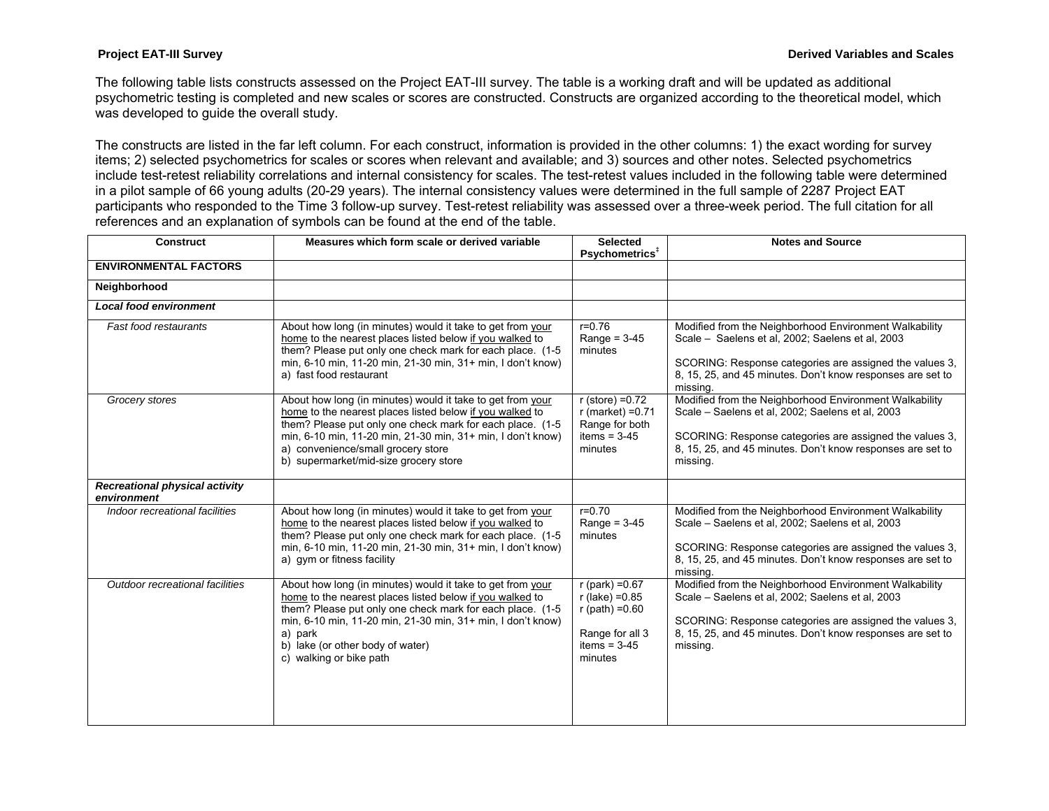**Project EAT-III Survey** **Derived Variables and Scales**

The following table lists constructs assessed on the Project EAT-III survey. The table is a working draft and will be updated as additional psychometric testing is completed and new scales or scores are constructed. Constructs are organized according to the theoretical model, which was developed to guide the overall study.

The constructs are listed in the far left column. For each construct, information is provided in the other columns: 1) the exact wording for survey items; 2) selected psychometrics for scales or scores when relevant and available; and 3) sources and other notes. Selected psychometrics include test-retest reliability correlations and internal consistency for scales. The test-retest values included in the following table were determined in a pilot sample of 66 young adults (20-29 years). The internal consistency values were determined in the full sample of 2287 Project EAT participants who responded to the Time 3 follow-up survey. Test-retest reliability was assessed over a three-week period. The full citation for all references and an explanation of symbols can be found at the end of the table.

| Construct | Measures which form scale or derived variable | Selected Psychometrics‡ | Notes and Source |
|---|---|---|---|
| **ENVIRONMENTAL FACTORS** | | | |
| **Neighborhood** | | | |
| ***Local food environment*** | | | |
| *Fast food restaurants* | About how long (in minutes) would it take to get from <u>your home</u> to the nearest places listed below <u>if you walked</u> to them? Please put only one check mark for each place. (1-5 min, 6-10 min, 11-20 min, 21-30 min, 31+ min, I don't know)<br>a) fast food restaurant | r=0.76<br>Range = 3-45 minutes | Modified from the Neighborhood Environment Walkability Scale – Saelens et al, 2002; Saelens et al, 2003<br><br>SCORING: Response categories are assigned the values 3, 8, 15, 25, and 45 minutes. Don't know responses are set to missing. |
| *Grocery stores* | About how long (in minutes) would it take to get from <u>your home</u> to the nearest places listed below <u>if you walked</u> to them? Please put only one check mark for each place. (1-5 min, 6-10 min, 11-20 min, 21-30 min, 31+ min, I don't know)<br>a) convenience/small grocery store<br>b) supermarket/mid-size grocery store | r (store) =0.72<br>r (market) =0.71<br>Range for both items = 3-45 minutes | Modified from the Neighborhood Environment Walkability Scale – Saelens et al, 2002; Saelens et al, 2003<br><br>SCORING: Response categories are assigned the values 3, 8, 15, 25, and 45 minutes. Don't know responses are set to missing. |
| ***Recreational physical activity environment*** | | | |
| *Indoor recreational facilities* | About how long (in minutes) would it take to get from <u>your home</u> to the nearest places listed below <u>if you walked</u> to them? Please put only one check mark for each place. (1-5 min, 6-10 min, 11-20 min, 21-30 min, 31+ min, I don't know)<br>a) gym or fitness facility | r=0.70<br>Range = 3-45 minutes | Modified from the Neighborhood Environment Walkability Scale – Saelens et al, 2002; Saelens et al, 2003<br><br>SCORING: Response categories are assigned the values 3, 8, 15, 25, and 45 minutes. Don't know responses are set to missing. |
| *Outdoor recreational facilities* | About how long (in minutes) would it take to get from <u>your home</u> to the nearest places listed below <u>if you walked</u> to them? Please put only one check mark for each place. (1-5 min, 6-10 min, 11-20 min, 21-30 min, 31+ min, I don't know)<br>a) park<br>b) lake (or other body of water)<br>c) walking or bike path | r (park) =0.67<br>r (lake) =0.85<br>r (path) =0.60<br><br>Range for all 3 items = 3-45 minutes | Modified from the Neighborhood Environment Walkability Scale – Saelens et al, 2002; Saelens et al, 2003<br><br>SCORING: Response categories are assigned the values 3, 8, 15, 25, and 45 minutes. Don't know responses are set to missing. |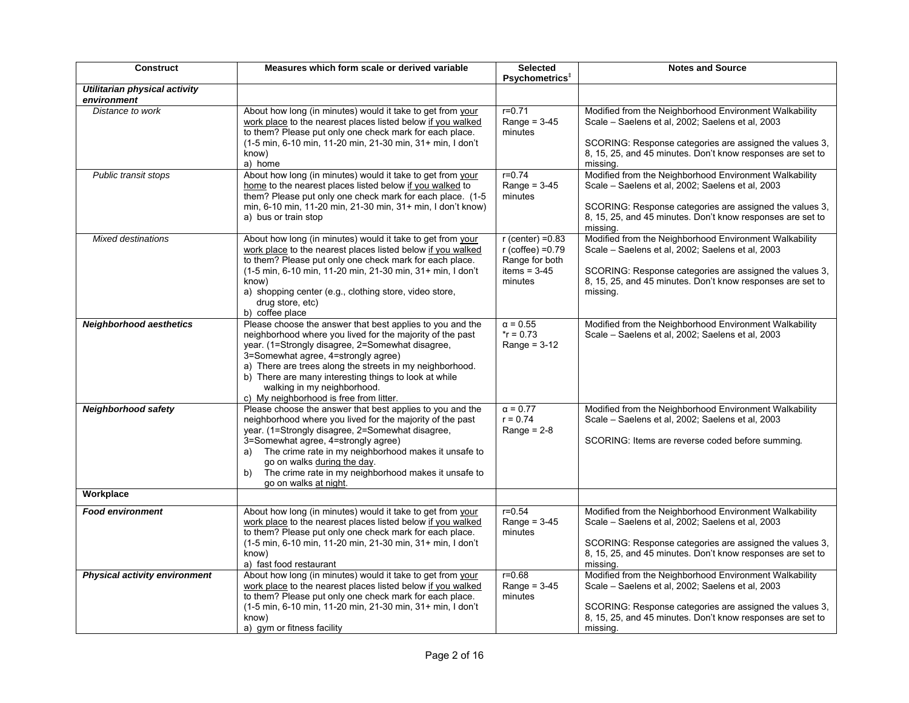| Construct | Measures which form scale or derived variable | Selected Psychometrics‡ | Notes and Source |
|---|---|---|---|
| ***Utilitarian physical activity environment*** | | | |
| *Distance to work* | About how long (in minutes) would it take to get from your work place to the nearest places listed below if you walked to them? Please put only one check mark for each place. (1-5 min, 6-10 min, 11-20 min, 21-30 min, 31+ min, I don't know)<br>a) home | r=0.71<br>Range = 3-45 minutes | Modified from the Neighborhood Environment Walkability Scale – Saelens et al, 2002; Saelens et al, 2003<br><br>SCORING: Response categories are assigned the values 3, 8, 15, 25, and 45 minutes. Don't know responses are set to missing. |
| *Public transit stops* | About how long (in minutes) would it take to get from your home to the nearest places listed below if you walked to them? Please put only one check mark for each place. (1-5 min, 6-10 min, 11-20 min, 21-30 min, 31+ min, I don't know)<br>a) bus or train stop | r=0.74<br>Range = 3-45 minutes | Modified from the Neighborhood Environment Walkability Scale – Saelens et al, 2002; Saelens et al, 2003<br><br>SCORING: Response categories are assigned the values 3, 8, 15, 25, and 45 minutes. Don't know responses are set to missing. |
| *Mixed destinations* | About how long (in minutes) would it take to get from your work place to the nearest places listed below if you walked to them? Please put only one check mark for each place. (1-5 min, 6-10 min, 11-20 min, 21-30 min, 31+ min, I don't know)<br>a) shopping center (e.g., clothing store, video store, drug store, etc)<br>b) coffee place | r (center) =0.83<br>r (coffee) =0.79<br>Range for both items = 3-45 minutes | Modified from the Neighborhood Environment Walkability Scale – Saelens et al, 2002; Saelens et al, 2003<br><br>SCORING: Response categories are assigned the values 3, 8, 15, 25, and 45 minutes. Don't know responses are set to missing. |
| ***Neighborhood aesthetics*** | Please choose the answer that best applies to you and the neighborhood where you lived for the majority of the past year. (1=Strongly disagree, 2=Somewhat disagree, 3=Somewhat agree, 4=strongly agree)<br>a) There are trees along the streets in my neighborhood.<br>b) There are many interesting things to look at while walking in my neighborhood.<br>c) My neighborhood is free from litter. | α = 0.55<br>*r = 0.73<br>Range = 3-12 | Modified from the Neighborhood Environment Walkability Scale – Saelens et al, 2002; Saelens et al, 2003 |
| ***Neighborhood safety*** | Please choose the answer that best applies to you and the neighborhood where you lived for the majority of the past year. (1=Strongly disagree, 2=Somewhat disagree, 3=Somewhat agree, 4=strongly agree)<br>a) The crime rate in my neighborhood makes it unsafe to go on walks during the day.<br>b) The crime rate in my neighborhood makes it unsafe to go on walks at night. | α = 0.77<br>r = 0.74<br>Range = 2-8 | Modified from the Neighborhood Environment Walkability Scale – Saelens et al, 2002; Saelens et al, 2003<br><br>SCORING: Items are reverse coded before summing. |
| **Workplace** | | | |
| ***Food environment*** | About how long (in minutes) would it take to get from your work place to the nearest places listed below if you walked to them? Please put only one check mark for each place. (1-5 min, 6-10 min, 11-20 min, 21-30 min, 31+ min, I don't know)<br>a) fast food restaurant | r=0.54<br>Range = 3-45 minutes | Modified from the Neighborhood Environment Walkability Scale – Saelens et al, 2002; Saelens et al, 2003<br><br>SCORING: Response categories are assigned the values 3, 8, 15, 25, and 45 minutes. Don't know responses are set to missing. |
| ***Physical activity environment*** | About how long (in minutes) would it take to get from your work place to the nearest places listed below if you walked to them? Please put only one check mark for each place. (1-5 min, 6-10 min, 11-20 min, 21-30 min, 31+ min, I don't know)<br>a) gym or fitness facility | r=0.68<br>Range = 3-45 minutes | Modified from the Neighborhood Environment Walkability Scale – Saelens et al, 2002; Saelens et al, 2003<br><br>SCORING: Response categories are assigned the values 3, 8, 15, 25, and 45 minutes. Don't know responses are set to missing. |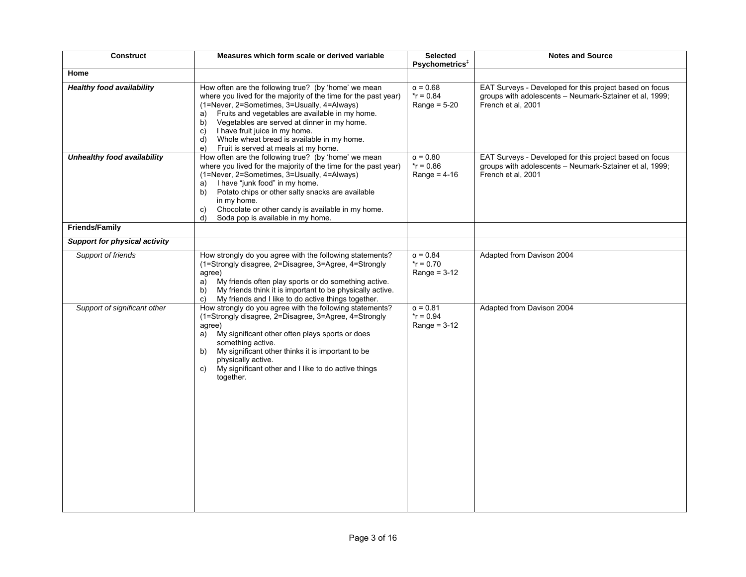| Construct | Measures which form scale or derived variable | Selected Psychometrics‡ | Notes and Source |
|---|---|---|---|
| **Home** | | | |
| ***Healthy food availability*** | How often are the following true? (by 'home' we mean where you lived for the majority of the time for the past year) (1=Never, 2=Sometimes, 3=Usually, 4=Always)<br>a) Fruits and vegetables are available in my home.<br>b) Vegetables are served at dinner in my home.<br>c) I have fruit juice in my home.<br>d) Whole wheat bread is available in my home.<br>e) Fruit is served at meals at my home. | α = 0.68<br>*r = 0.84<br>Range = 5-20 | EAT Surveys - Developed for this project based on focus groups with adolescents – Neumark-Sztainer et al, 1999; French et al, 2001 |
| ***Unhealthy food availability*** | How often are the following true? (by 'home' we mean where you lived for the majority of the time for the past year) (1=Never, 2=Sometimes, 3=Usually, 4=Always)<br>a) I have "junk food" in my home.<br>b) Potato chips or other salty snacks are available in my home.<br>c) Chocolate or other candy is available in my home.<br>d) Soda pop is available in my home. | α = 0.80<br>*r = 0.86<br>Range = 4-16 | EAT Surveys - Developed for this project based on focus groups with adolescents – Neumark-Sztainer et al, 1999; French et al, 2001 |
| **Friends/Family** | | | |
| ***Support for physical activity*** | | | |
| *Support of friends* | How strongly do you agree with the following statements? (1=Strongly disagree, 2=Disagree, 3=Agree, 4=Strongly agree)<br>a) My friends often play sports or do something active.<br>b) My friends think it is important to be physically active.<br>c) My friends and I like to do active things together. | α = 0.84<br>*r = 0.70<br>Range = 3-12 | Adapted from Davison 2004 |
| *Support of significant other* | How strongly do you agree with the following statements? (1=Strongly disagree, 2=Disagree, 3=Agree, 4=Strongly agree)<br>a) My significant other often plays sports or does something active.<br>b) My significant other thinks it is important to be physically active.<br>c) My significant other and I like to do active things together. | α = 0.81<br>*r = 0.94<br>Range = 3-12 | Adapted from Davison 2004 |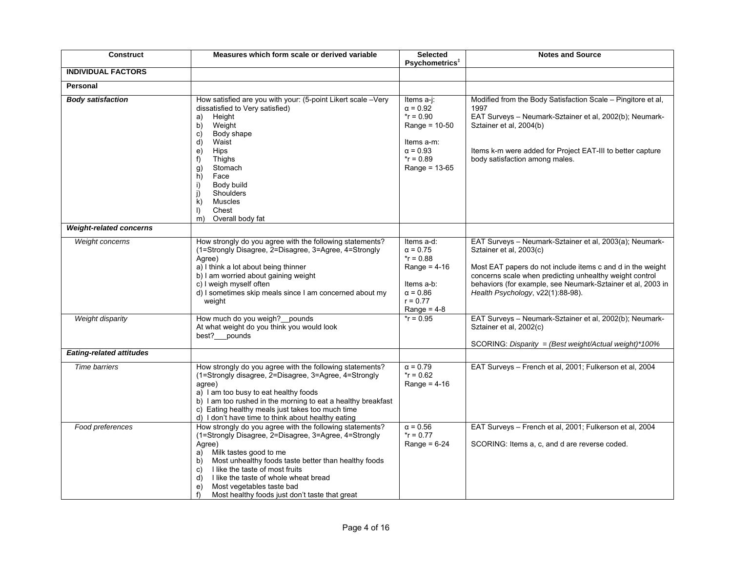| Construct | Measures which form scale or derived variable | Selected Psychometrics[‡] | Notes and Source |
|---|---|---|---|
| **INDIVIDUAL FACTORS** | | | |
| **Personal** | | | |
| ***Body satisfaction*** | How satisfied are you with your: (5-point Likert scale –Very dissatisfied to Very satisfied)<br>a) Height<br>b) Weight<br>c) Body shape<br>d) Waist<br>e) Hips<br>f) Thighs<br>g) Stomach<br>h) Face<br>i) Body build<br>j) Shoulders<br>k) Muscles<br>l) Chest<br>m) Overall body fat | Items a-j:<br>$\alpha = 0.92$<br>$^{*}r = 0.90$<br>Range = 10-50<br><br>Items a-m:<br>$\alpha = 0.93$<br>$^{*}r = 0.89$<br>Range = 13-65 | Modified from the Body Satisfaction Scale – Pingitore et al, 1997<br>EAT Surveys – Neumark-Sztainer et al, 2002(b); Neumark-Sztainer et al, 2004(b)<br><br>Items k-m were added for Project EAT-III to better capture body satisfaction among males. |
| ***Weight-related concerns*** | | | |
| *Weight concerns* | How strongly do you agree with the following statements? (1=Strongly Disagree, 2=Disagree, 3=Agree, 4=Strongly Agree)<br>a) I think a lot about being thinner<br>b) I am worried about gaining weight<br>c) I weigh myself often<br>d) I sometimes skip meals since I am concerned about my weight | Items a-d:<br>$\alpha = 0.75$<br>$^{*}r = 0.88$<br>Range = 4-16<br><br>Items a-b:<br>$\alpha = 0.86$<br>$r = 0.77$<br>Range = 4-8 | EAT Surveys – Neumark-Sztainer et al, 2003(a); Neumark-Sztainer et al, 2003(c)<br><br>Most EAT papers do not include items c and d in the weight concerns scale when predicting unhealthy weight control behaviors (for example, see Neumark-Sztainer et al, 2003 in *Health Psychology*, v22(1):88-98). |
| *Weight disparity* | How much do you weigh?__pounds<br>At what weight do you think you would look best?___pounds | $^{*}r = 0.95$ | EAT Surveys – Neumark-Sztainer et al, 2002(b); Neumark-Sztainer et al, 2002(c)<br><br>SCORING: *Disparity = (Best weight/Actual weight)\*100%* |
| ***Eating-related attitudes*** | | | |
| *Time barriers* | How strongly do you agree with the following statements? (1=Strongly disagree, 2=Disagree, 3=Agree, 4=Strongly agree)<br>a) I am too busy to eat healthy foods<br>b) I am too rushed in the morning to eat a healthy breakfast<br>c) Eating healthy meals just takes too much time<br>d) I don't have time to think about healthy eating | $\alpha = 0.79$<br>$^{*}r = 0.62$<br>Range = 4-16 | EAT Surveys – French et al, 2001; Fulkerson et al, 2004 |
| *Food preferences* | How strongly do you agree with the following statements? (1=Strongly Disagree, 2=Disagree, 3=Agree, 4=Strongly Agree)<br>a) Milk tastes good to me<br>b) Most unhealthy foods taste better than healthy foods<br>c) I like the taste of most fruits<br>d) I like the taste of whole wheat bread<br>e) Most vegetables taste bad<br>f) Most healthy foods just don't taste that great | $\alpha = 0.56$<br>$^{*}r = 0.77$<br>Range = 6-24 | EAT Surveys – French et al, 2001; Fulkerson et al, 2004<br><br>SCORING: Items a, c, and d are reverse coded. |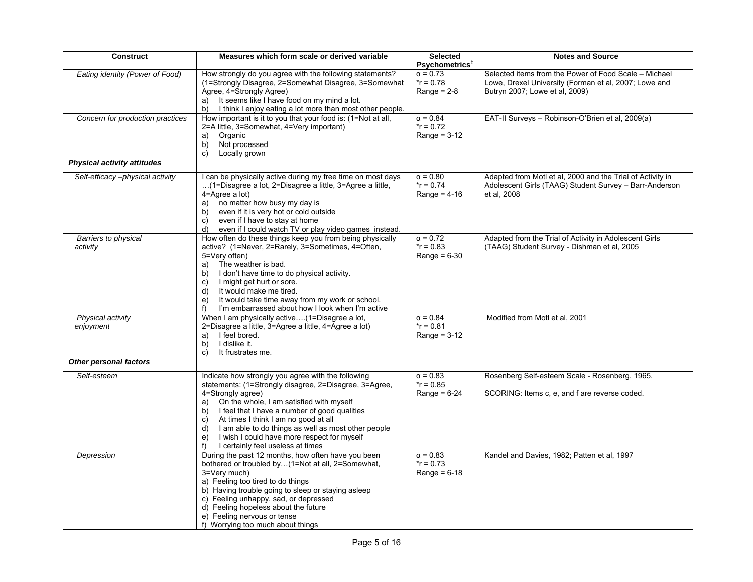| Construct | Measures which form scale or derived variable | Selected Psychometrics[‡] | Notes and Source |
|---|---|---|---|
| *Eating identity (Power of Food)* | How strongly do you agree with the following statements? (1=Strongly Disagree, 2=Somewhat Disagree, 3=Somewhat Agree, 4=Strongly Agree)<br>a) It seems like I have food on my mind a lot.<br>b) I think I enjoy eating a lot more than most other people. | α = 0.73<br>*r = 0.78<br>Range = 2-8 | Selected items from the Power of Food Scale – Michael Lowe, Drexel University (Forman et al, 2007; Lowe and Butryn 2007; Lowe et al, 2009) |
| *Concern for production practices* | How important is it to you that your food is: (1=Not at all, 2=A little, 3=Somewhat, 4=Very important)<br>a) Organic<br>b) Not processed<br>c) Locally grown | α = 0.84<br>*r = 0.72<br>Range = 3-12 | EAT-II Surveys – Robinson-O'Brien et al, 2009(a) |
| ***Physical activity attitudes*** | | | |
| *Self-efficacy –physical activity* | I can be physically active during my free time on most days …(1=Disagree a lot, 2=Disagree a little, 3=Agree a little, 4=Agree a lot)<br>a) no matter how busy my day is<br>b) even if it is very hot or cold outside<br>c) even if I have to stay at home<br>d) even if I could watch TV or play video games instead. | α = 0.80<br>*r = 0.74<br>Range = 4-16 | Adapted from Motl et al, 2000 and the Trial of Activity in Adolescent Girls (TAAG) Student Survey – Barr-Anderson et al, 2008 |
| *Barriers to physical activity* | How often do these things keep you from being physically active? (1=Never, 2=Rarely, 3=Sometimes, 4=Often, 5=Very often)<br>a) The weather is bad.<br>b) I don't have time to do physical activity.<br>c) I might get hurt or sore.<br>d) It would make me tired.<br>e) It would take time away from my work or school.<br>f) I'm embarrassed about how I look when I'm active | α = 0.72<br>*r = 0.83<br>Range = 6-30 | Adapted from the Trial of Activity in Adolescent Girls (TAAG) Student Survey - Dishman et al, 2005 |
| *Physical activity enjoyment* | When I am physically active….(1=Disagree a lot, 2=Disagree a little, 3=Agree a little, 4=Agree a lot)<br>a) I feel bored.<br>b) I dislike it.<br>c) It frustrates me. | α = 0.84<br>*r = 0.81<br>Range = 3-12 | Modified from Motl et al, 2001 |
| ***Other personal factors*** | | | |
| *Self-esteem* | Indicate how strongly you agree with the following statements: (1=Strongly disagree, 2=Disagree, 3=Agree, 4=Strongly agree)<br>a) On the whole, I am satisfied with myself<br>b) I feel that I have a number of good qualities<br>c) At times I think I am no good at all<br>d) I am able to do things as well as most other people<br>e) I wish I could have more respect for myself<br>f) I certainly feel useless at times | α = 0.83<br>*r = 0.85<br>Range = 6-24 | Rosenberg Self-esteem Scale - Rosenberg, 1965.<br><br>SCORING: Items c, e, and f are reverse coded. |
| *Depression* | During the past 12 months, how often have you been bothered or troubled by…(1=Not at all, 2=Somewhat, 3=Very much)<br>a) Feeling too tired to do things<br>b) Having trouble going to sleep or staying asleep<br>c) Feeling unhappy, sad, or depressed<br>d) Feeling hopeless about the future<br>e) Feeling nervous or tense<br>f) Worrying too much about things | α = 0.83<br>*r = 0.73<br>Range = 6-18 | Kandel and Davies, 1982; Patten et al, 1997 |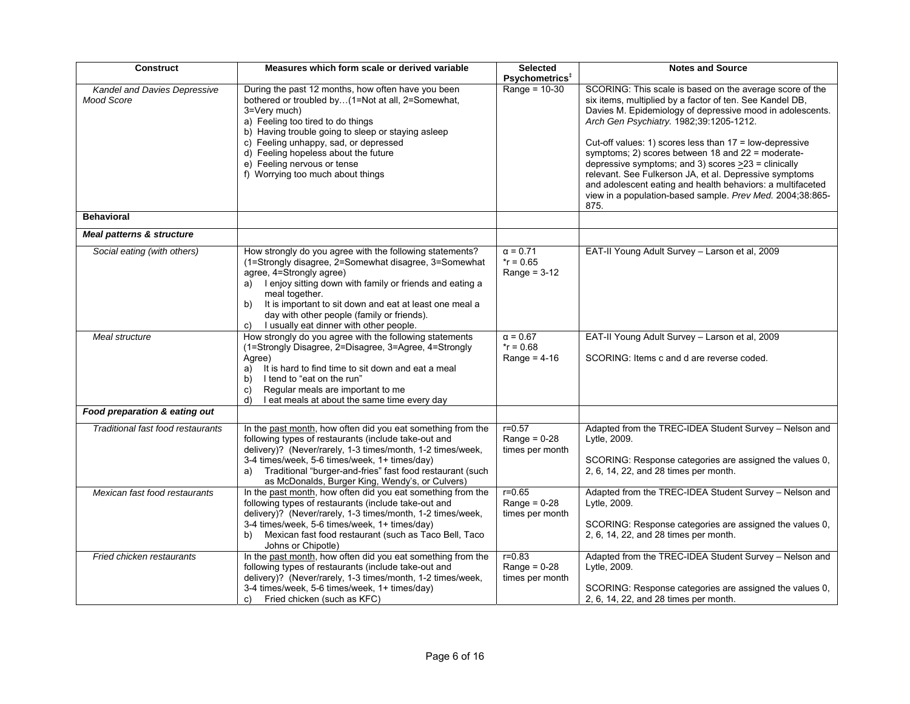| Construct | Measures which form scale or derived variable | Selected Psychometrics[‡] | Notes and Source |
|---|---|---|---|
| *Kandel and Davies Depressive Mood Score* | During the past 12 months, how often have you been bothered or troubled by…(1=Not at all, 2=Somewhat, 3=Very much)<br>a) Feeling too tired to do things<br>b) Having trouble going to sleep or staying asleep<br>c) Feeling unhappy, sad, or depressed<br>d) Feeling hopeless about the future<br>e) Feeling nervous or tense<br>f) Worrying too much about things | Range = 10-30 | SCORING: This scale is based on the average score of the six items, multiplied by a factor of ten. See Kandel DB, Davies M. Epidemiology of depressive mood in adolescents. *Arch Gen Psychiatry.* 1982;39:1205-1212.<br><br>Cut-off values: 1) scores less than 17 = low-depressive symptoms; 2) scores between 18 and 22 = moderate-depressive symptoms; and 3) scores ≥23 = clinically relevant. See Fulkerson JA, et al. Depressive symptoms and adolescent eating and health behaviors: a multifaceted view in a population-based sample. *Prev Med.* 2004;38:865-875. |
| **Behavioral** | | | |
| ***Meal patterns & structure*** | | | |
| *Social eating (with others)* | How strongly do you agree with the following statements? (1=Strongly disagree, 2=Somewhat disagree, 3=Somewhat agree, 4=Strongly agree)<br>a) I enjoy sitting down with family or friends and eating a meal together.<br>b) It is important to sit down and eat at least one meal a day with other people (family or friends).<br>c) I usually eat dinner with other people. | $\alpha = 0.71$<br>*r = 0.65<br>Range = 3-12 | EAT-II Young Adult Survey – Larson et al, 2009 |
| *Meal structure* | How strongly do you agree with the following statements (1=Strongly Disagree, 2=Disagree, 3=Agree, 4=Strongly Agree)<br>a) It is hard to find time to sit down and eat a meal<br>b) I tend to "eat on the run"<br>c) Regular meals are important to me<br>d) I eat meals at about the same time every day | $\alpha = 0.67$<br>*r = 0.68<br>Range = 4-16 | EAT-II Young Adult Survey – Larson et al, 2009<br><br>SCORING: Items c and d are reverse coded. |
| ***Food preparation & eating out*** | | | |
| *Traditional fast food restaurants* | In the past month, how often did you eat something from the following types of restaurants (include take-out and delivery)? (Never/rarely, 1-3 times/month, 1-2 times/week, 3-4 times/week, 5-6 times/week, 1+ times/day)<br>a) Traditional "burger-and-fries" fast food restaurant (such as McDonalds, Burger King, Wendy's, or Culvers) | r=0.57<br>Range = 0-28 times per month | Adapted from the TREC-IDEA Student Survey – Nelson and Lytle, 2009.<br><br>SCORING: Response categories are assigned the values 0, 2, 6, 14, 22, and 28 times per month. |
| *Mexican fast food restaurants* | In the past month, how often did you eat something from the following types of restaurants (include take-out and delivery)? (Never/rarely, 1-3 times/month, 1-2 times/week, 3-4 times/week, 5-6 times/week, 1+ times/day)<br>b) Mexican fast food restaurant (such as Taco Bell, Taco Johns or Chipotle) | r=0.65<br>Range = 0-28 times per month | Adapted from the TREC-IDEA Student Survey – Nelson and Lytle, 2009.<br><br>SCORING: Response categories are assigned the values 0, 2, 6, 14, 22, and 28 times per month. |
| *Fried chicken restaurants* | In the past month, how often did you eat something from the following types of restaurants (include take-out and delivery)? (Never/rarely, 1-3 times/month, 1-2 times/week, 3-4 times/week, 5-6 times/week, 1+ times/day)<br>c) Fried chicken (such as KFC) | r=0.83<br>Range = 0-28 times per month | Adapted from the TREC-IDEA Student Survey – Nelson and Lytle, 2009.<br><br>SCORING: Response categories are assigned the values 0, 2, 6, 14, 22, and 28 times per month. |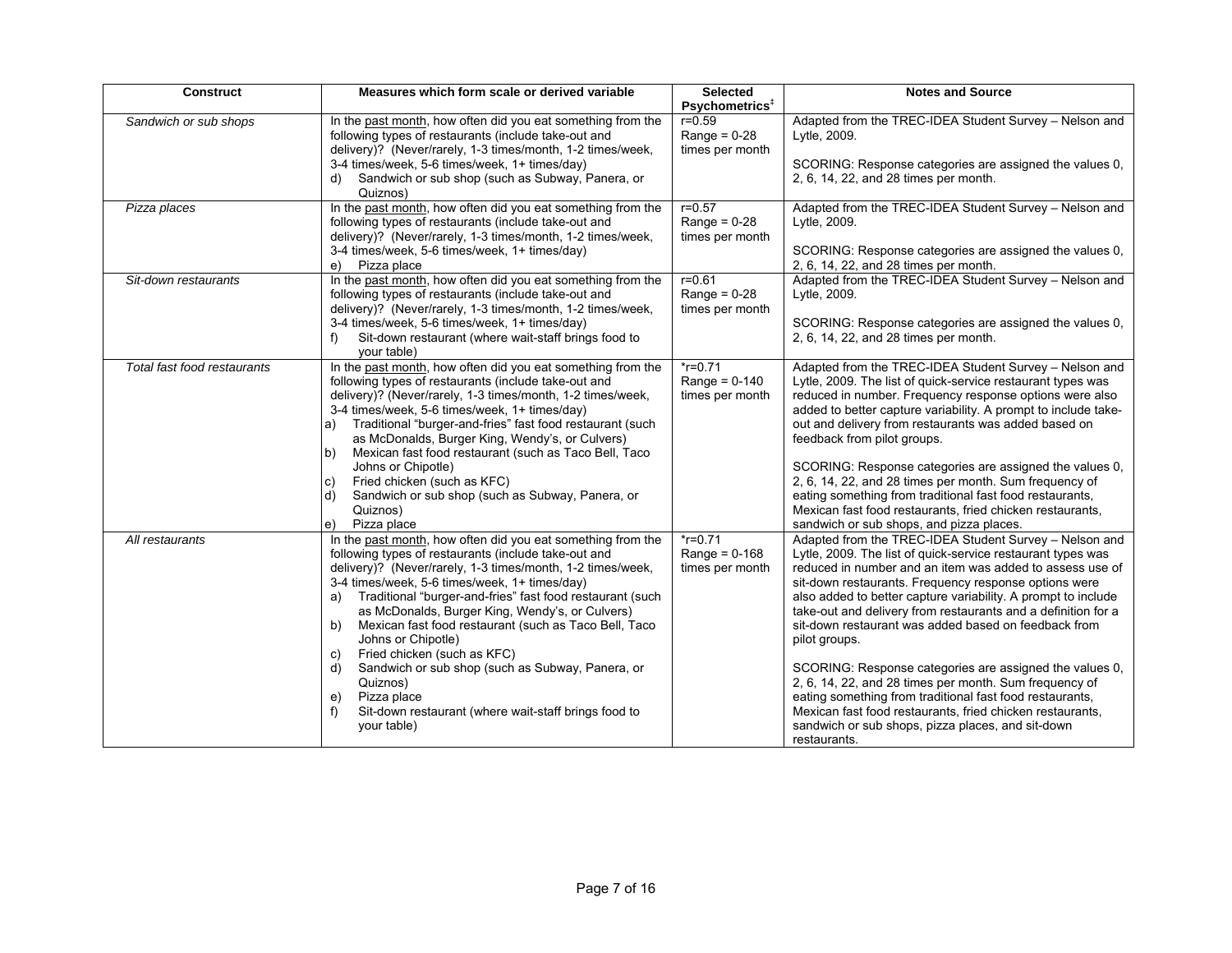| Construct | Measures which form scale or derived variable | Selected Psychometrics‡ | Notes and Source |
| --- | --- | --- | --- |
| *Sandwich or sub shops* | In the past month, how often did you eat something from the following types of restaurants (include take-out and delivery)? (Never/rarely, 1-3 times/month, 1-2 times/week, 3-4 times/week, 5-6 times/week, 1+ times/day)<br>d) Sandwich or sub shop (such as Subway, Panera, or Quiznos) | r=0.59<br>Range = 0-28 times per month | Adapted from the TREC-IDEA Student Survey – Nelson and Lytle, 2009.<br><br>SCORING: Response categories are assigned the values 0, 2, 6, 14, 22, and 28 times per month. |
| *Pizza places* | In the past month, how often did you eat something from the following types of restaurants (include take-out and delivery)? (Never/rarely, 1-3 times/month, 1-2 times/week, 3-4 times/week, 5-6 times/week, 1+ times/day)<br>e) Pizza place | r=0.57<br>Range = 0-28 times per month | Adapted from the TREC-IDEA Student Survey – Nelson and Lytle, 2009.<br><br>SCORING: Response categories are assigned the values 0, 2, 6, 14, 22, and 28 times per month. |
| *Sit-down restaurants* | In the past month, how often did you eat something from the following types of restaurants (include take-out and delivery)? (Never/rarely, 1-3 times/month, 1-2 times/week, 3-4 times/week, 5-6 times/week, 1+ times/day)<br>f) Sit-down restaurant (where wait-staff brings food to your table) | r=0.61<br>Range = 0-28 times per month | Adapted from the TREC-IDEA Student Survey – Nelson and Lytle, 2009.<br><br>SCORING: Response categories are assigned the values 0, 2, 6, 14, 22, and 28 times per month. |
| *Total fast food restaurants* | In the past month, how often did you eat something from the following types of restaurants (include take-out and delivery)? (Never/rarely, 1-3 times/month, 1-2 times/week, 3-4 times/week, 5-6 times/week, 1+ times/day)<br>a) Traditional "burger-and-fries" fast food restaurant (such as McDonalds, Burger King, Wendy's, or Culvers)<br>b) Mexican fast food restaurant (such as Taco Bell, Taco Johns or Chipotle)<br>c) Fried chicken (such as KFC)<br>d) Sandwich or sub shop (such as Subway, Panera, or Quiznos)<br>e) Pizza place | *r=0.71<br>Range = 0-140 times per month | Adapted from the TREC-IDEA Student Survey – Nelson and Lytle, 2009. The list of quick-service restaurant types was reduced in number. Frequency response options were also added to better capture variability. A prompt to include take-out and delivery from restaurants was added based on feedback from pilot groups.<br><br>SCORING: Response categories are assigned the values 0, 2, 6, 14, 22, and 28 times per month. Sum frequency of eating something from traditional fast food restaurants, Mexican fast food restaurants, fried chicken restaurants, sandwich or sub shops, and pizza places. |
| *All restaurants* | In the past month, how often did you eat something from the following types of restaurants (include take-out and delivery)? (Never/rarely, 1-3 times/month, 1-2 times/week, 3-4 times/week, 5-6 times/week, 1+ times/day)<br>a) Traditional "burger-and-fries" fast food restaurant (such as McDonalds, Burger King, Wendy's, or Culvers)<br>b) Mexican fast food restaurant (such as Taco Bell, Taco Johns or Chipotle)<br>c) Fried chicken (such as KFC)<br>d) Sandwich or sub shop (such as Subway, Panera, or Quiznos)<br>e) Pizza place<br>f) Sit-down restaurant (where wait-staff brings food to your table) | *r=0.71<br>Range = 0-168 times per month | Adapted from the TREC-IDEA Student Survey – Nelson and Lytle, 2009. The list of quick-service restaurant types was reduced in number and an item was added to assess use of sit-down restaurants. Frequency response options were also added to better capture variability. A prompt to include take-out and delivery from restaurants and a definition for a sit-down restaurant was added based on feedback from pilot groups.<br><br>SCORING: Response categories are assigned the values 0, 2, 6, 14, 22, and 28 times per month. Sum frequency of eating something from traditional fast food restaurants, Mexican fast food restaurants, fried chicken restaurants, sandwich or sub shops, pizza places, and sit-down restaurants. |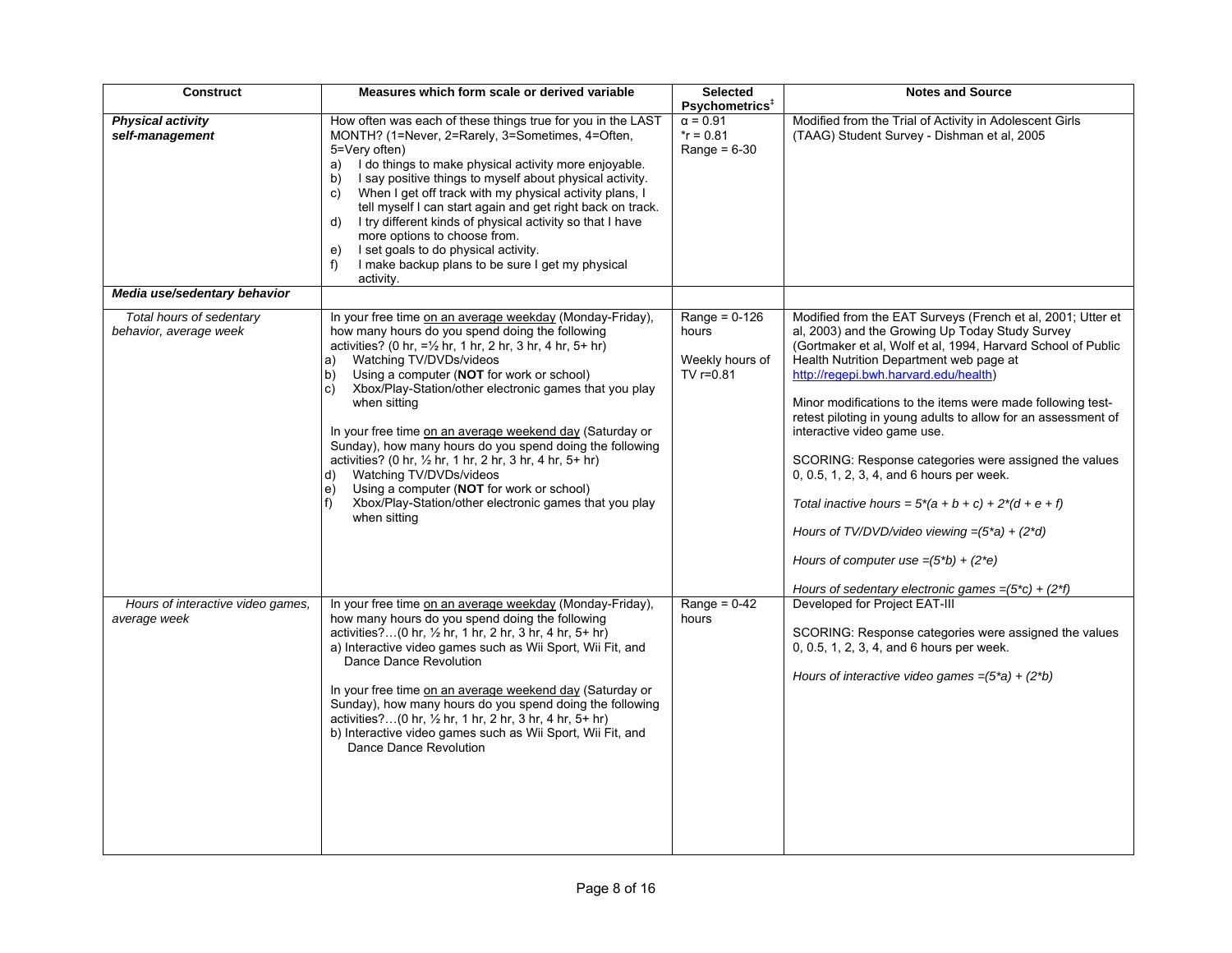| Construct | Measures which form scale or derived variable | Selected Psychometrics[‡] | Notes and Source |
|---|---|---|---|
| ***Physical activity self-management*** | How often was each of these things true for you in the LAST MONTH? (1=Never, 2=Rarely, 3=Sometimes, 4=Often, 5=Very often)<br>a) I do things to make physical activity more enjoyable.<br>b) I say positive things to myself about physical activity.<br>c) When I get off track with my physical activity plans, I tell myself I can start again and get right back on track.<br>d) I try different kinds of physical activity so that I have more options to choose from.<br>e) I set goals to do physical activity.<br>f) I make backup plans to be sure I get my physical activity. | $\alpha = 0.91$<br>*r = 0.81<br>Range = 6-30 | Modified from the Trial of Activity in Adolescent Girls (TAAG) Student Survey - Dishman et al, 2005 |
| ***Media use/sedentary behavior*** | | | |
| *Total hours of sedentary behavior, average week* | In your free time <u>on an average weekday</u> (Monday-Friday), how many hours do you spend doing the following activities? (0 hr, =½ hr, 1 hr, 2 hr, 3 hr, 4 hr, 5+ hr)<br>a) Watching TV/DVDs/videos<br>b) Using a computer (**NOT** for work or school)<br>c) Xbox/Play-Station/other electronic games that you play when sitting<br><br>In your free time <u>on an average weekend day</u> (Saturday or Sunday), how many hours do you spend doing the following activities? (0 hr, ½ hr, 1 hr, 2 hr, 3 hr, 4 hr, 5+ hr)<br>d) Watching TV/DVDs/videos<br>e) Using a computer (**NOT** for work or school)<br>f) Xbox/Play-Station/other electronic games that you play when sitting | Range = 0-126 hours<br><br>Weekly hours of TV r=0.81 | Modified from the EAT Surveys (French et al, 2001; Utter et al, 2003) and the Growing Up Today Study Survey (Gortmaker et al, Wolf et al, 1994, Harvard School of Public Health Nutrition Department web page at http://regepi.bwh.harvard.edu/health)<br><br>Minor modifications to the items were made following test-retest piloting in young adults to allow for an assessment of interactive video game use.<br><br>SCORING: Response categories were assigned the values 0, 0.5, 1, 2, 3, 4, and 6 hours per week.<br><br>*Total inactive hours* $= 5*(a + b + c) + 2*(d + e + f)$<br><br>*Hours of TV/DVD/video viewing* $=(5*a) + (2*d)$<br><br>*Hours of computer use* $=(5*b) + (2*e)$<br><br>*Hours of sedentary electronic games* $=(5*c) + (2*f)$ |
| *Hours of interactive video games, average week* | In your free time <u>on an average weekday</u> (Monday-Friday), how many hours do you spend doing the following activities?…(0 hr, ½ hr, 1 hr, 2 hr, 3 hr, 4 hr, 5+ hr)<br>a) Interactive video games such as Wii Sport, Wii Fit, and Dance Dance Revolution<br><br>In your free time <u>on an average weekend day</u> (Saturday or Sunday), how many hours do you spend doing the following activities?…(0 hr, ½ hr, 1 hr, 2 hr, 3 hr, 4 hr, 5+ hr)<br>b) Interactive video games such as Wii Sport, Wii Fit, and Dance Dance Revolution | Range = 0-42 hours | Developed for Project EAT-III<br><br>SCORING: Response categories were assigned the values 0, 0.5, 1, 2, 3, 4, and 6 hours per week.<br><br>*Hours of interactive video games* $=(5*a) + (2*b)$ |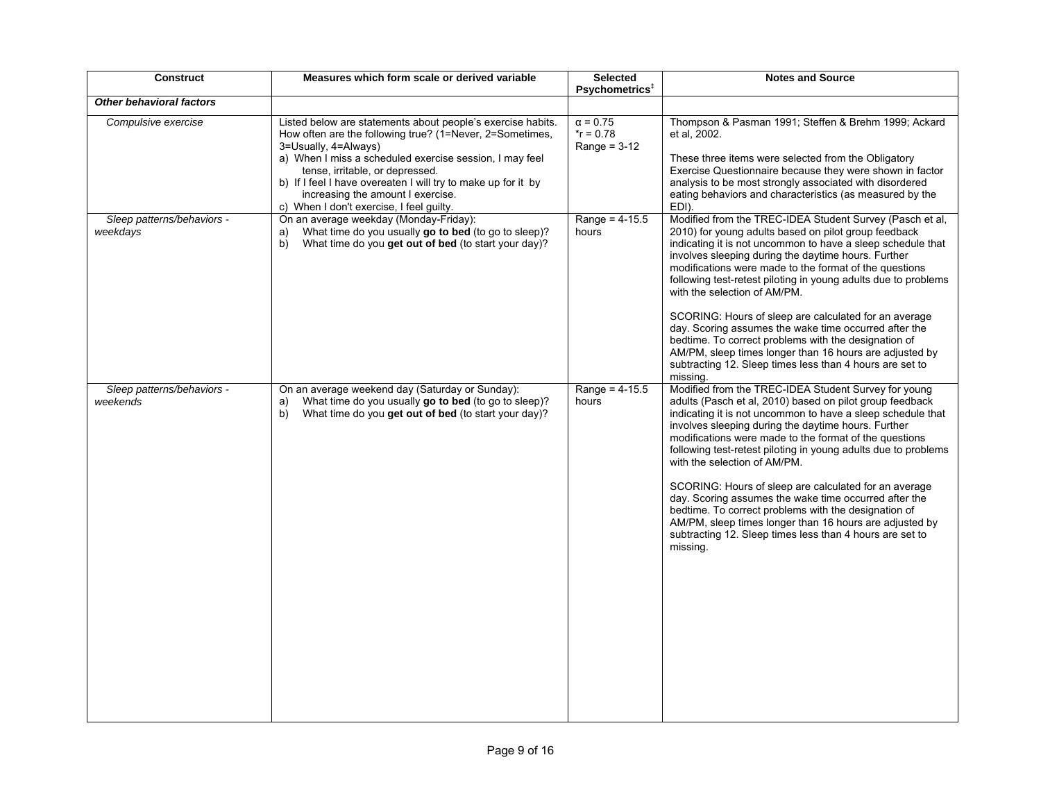| Construct | Measures which form scale or derived variable | Selected Psychometrics‡ | Notes and Source |
|---|---|---|---|
| ***Other behavioral factors*** | | | |
| *Compulsive exercise* | Listed below are statements about people's exercise habits. How often are the following true? (1=Never, 2=Sometimes, 3=Usually, 4=Always)<br>a) When I miss a scheduled exercise session, I may feel tense, irritable, or depressed.<br>b) If I feel I have overeaten I will try to make up for it by increasing the amount I exercise.<br>c) When I don't exercise, I feel guilty. | $\alpha = 0.75$<br>$^*r = 0.78$<br>Range = 3-12 | Thompson & Pasman 1991; Steffen & Brehm 1999; Ackard et al, 2002.<br><br>These three items were selected from the Obligatory Exercise Questionnaire because they were shown in factor analysis to be most strongly associated with disordered eating behaviors and characteristics (as measured by the EDI). |
| *Sleep patterns/behaviors - weekdays* | On an average weekday (Monday-Friday):<br>a) What time do you usually **go to bed** (to go to sleep)?<br>b) What time do you **get out of bed** (to start your day)? | Range = 4-15.5 hours | Modified from the TREC-IDEA Student Survey (Pasch et al, 2010) for young adults based on pilot group feedback indicating it is not uncommon to have a sleep schedule that involves sleeping during the daytime hours. Further modifications were made to the format of the questions following test-retest piloting in young adults due to problems with the selection of AM/PM.<br><br>SCORING: Hours of sleep are calculated for an average day. Scoring assumes the wake time occurred after the bedtime. To correct problems with the designation of AM/PM, sleep times longer than 16 hours are adjusted by subtracting 12. Sleep times less than 4 hours are set to missing. |
| *Sleep patterns/behaviors - weekends* | On an average weekend day (Saturday or Sunday):<br>a) What time do you usually **go to bed** (to go to sleep)?<br>b) What time do you **get out of bed** (to start your day)? | Range = 4-15.5 hours | Modified from the TREC-IDEA Student Survey for young adults (Pasch et al, 2010) based on pilot group feedback indicating it is not uncommon to have a sleep schedule that involves sleeping during the daytime hours. Further modifications were made to the format of the questions following test-retest piloting in young adults due to problems with the selection of AM/PM.<br><br>SCORING: Hours of sleep are calculated for an average day. Scoring assumes the wake time occurred after the bedtime. To correct problems with the designation of AM/PM, sleep times longer than 16 hours are adjusted by subtracting 12. Sleep times less than 4 hours are set to missing. |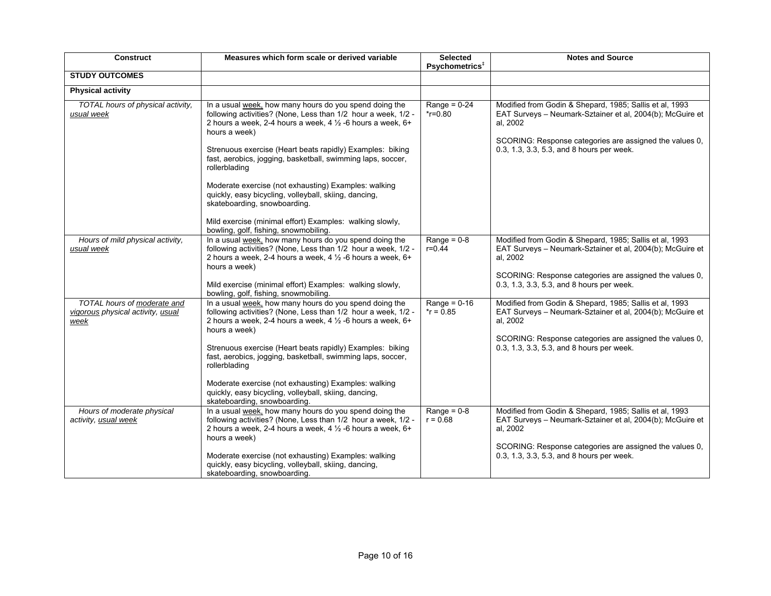| Construct | Measures which form scale or derived variable | Selected Psychometrics[‡] | Notes and Source |
|---|---|---|---|
| **STUDY OUTCOMES** | | | |
| **Physical activity** | | | |
| *TOTAL hours of physical activity, usual week* | In a usual week, how many hours do you spend doing the following activities? (None, Less than 1/2 hour a week, 1/2 - 2 hours a week, 2-4 hours a week, 4 ½ -6 hours a week, 6+ hours a week)<br><br>Strenuous exercise (Heart beats rapidly) Examples: biking fast, aerobics, jogging, basketball, swimming laps, soccer, rollerblading<br><br>Moderate exercise (not exhausting) Examples: walking quickly, easy bicycling, volleyball, skiing, dancing, skateboarding, snowboarding.<br><br>Mild exercise (minimal effort) Examples: walking slowly, bowling, golf, fishing, snowmobiling. | Range = 0-24<br>*r=0.80 | Modified from Godin & Shepard, 1985; Sallis et al, 1993 EAT Surveys – Neumark-Sztainer et al, 2004(b); McGuire et al, 2002<br><br>SCORING: Response categories are assigned the values 0, 0.3, 1.3, 3.3, 5.3, and 8 hours per week. |
| *Hours of mild physical activity, usual week* | In a usual week, how many hours do you spend doing the following activities? (None, Less than 1/2 hour a week, 1/2 - 2 hours a week, 2-4 hours a week, 4 ½ -6 hours a week, 6+ hours a week)<br><br>Mild exercise (minimal effort) Examples: walking slowly, bowling, golf, fishing, snowmobiling. | Range = 0-8<br>r=0.44 | Modified from Godin & Shepard, 1985; Sallis et al, 1993 EAT Surveys – Neumark-Sztainer et al, 2004(b); McGuire et al, 2002<br><br>SCORING: Response categories are assigned the values 0, 0.3, 1.3, 3.3, 5.3, and 8 hours per week. |
| *TOTAL hours of moderate and vigorous physical activity, usual week* | In a usual week, how many hours do you spend doing the following activities? (None, Less than 1/2 hour a week, 1/2 - 2 hours a week, 2-4 hours a week, 4 ½ -6 hours a week, 6+ hours a week)<br><br>Strenuous exercise (Heart beats rapidly) Examples: biking fast, aerobics, jogging, basketball, swimming laps, soccer, rollerblading<br><br>Moderate exercise (not exhausting) Examples: walking quickly, easy bicycling, volleyball, skiing, dancing, skateboarding, snowboarding. | Range = 0-16<br>*r = 0.85 | Modified from Godin & Shepard, 1985; Sallis et al, 1993 EAT Surveys – Neumark-Sztainer et al, 2004(b); McGuire et al, 2002<br><br>SCORING: Response categories are assigned the values 0, 0.3, 1.3, 3.3, 5.3, and 8 hours per week. |
| *Hours of moderate physical activity, usual week* | In a usual week, how many hours do you spend doing the following activities? (None, Less than 1/2 hour a week, 1/2 - 2 hours a week, 2-4 hours a week, 4 ½ -6 hours a week, 6+ hours a week)<br><br>Moderate exercise (not exhausting) Examples: walking quickly, easy bicycling, volleyball, skiing, dancing, skateboarding, snowboarding. | Range = 0-8<br>r = 0.68 | Modified from Godin & Shepard, 1985; Sallis et al, 1993 EAT Surveys – Neumark-Sztainer et al, 2004(b); McGuire et al, 2002<br><br>SCORING: Response categories are assigned the values 0, 0.3, 1.3, 3.3, 5.3, and 8 hours per week. |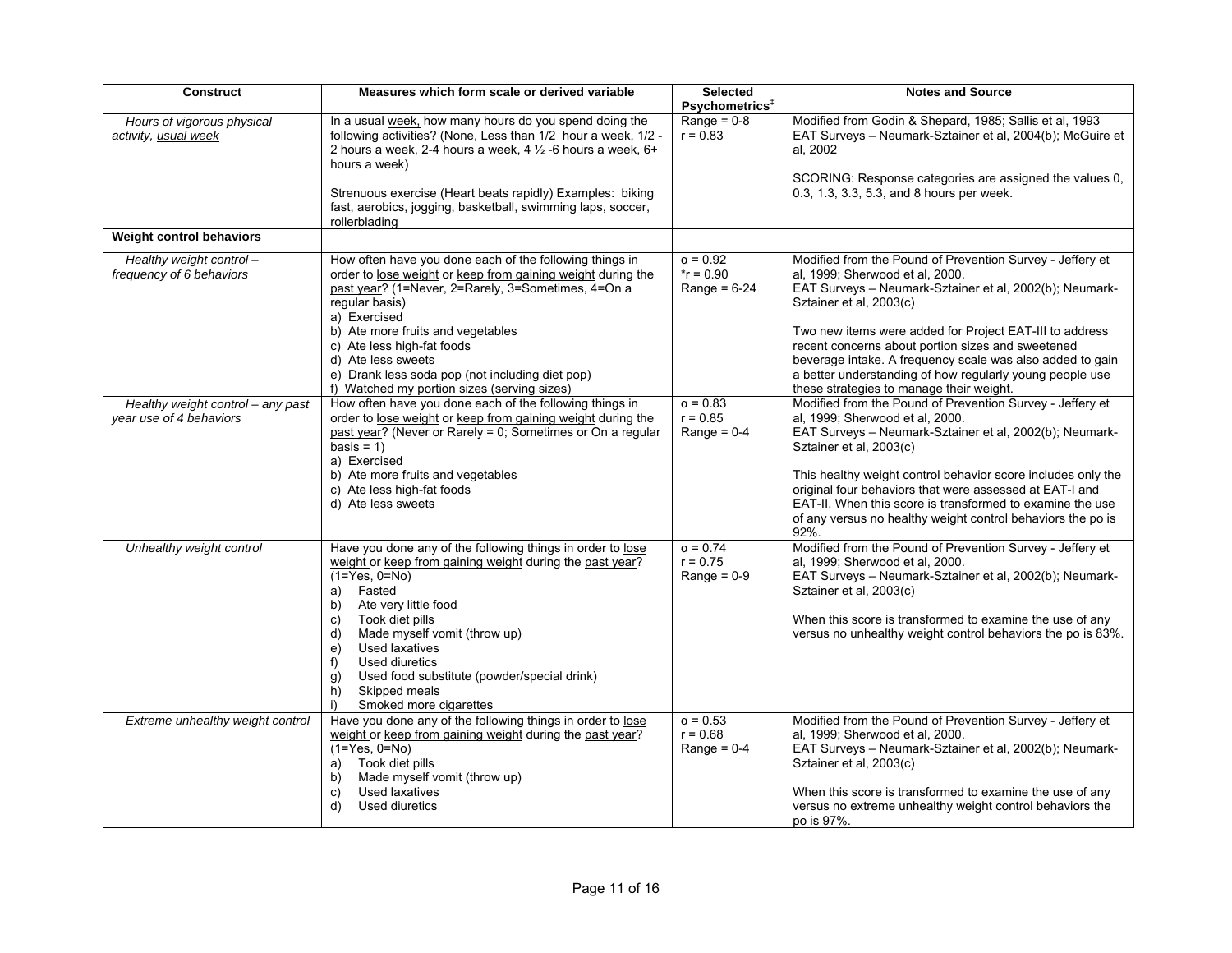| Construct | Measures which form scale or derived variable | Selected Psychometrics[‡] | Notes and Source |
|---|---|---|---|
| *Hours of vigorous physical activity, usual week* | In a usual week, how many hours do you spend doing the following activities? (None, Less than 1/2 hour a week, 1/2 - 2 hours a week, 2-4 hours a week, 4 ½ -6 hours a week, 6+ hours a week)<br><br>Strenuous exercise (Heart beats rapidly) Examples: biking fast, aerobics, jogging, basketball, swimming laps, soccer, rollerblading | Range = 0-8<br>r = 0.83 | Modified from Godin & Shepard, 1985; Sallis et al, 1993<br>EAT Surveys – Neumark-Sztainer et al, 2004(b); McGuire et al, 2002<br><br>SCORING: Response categories are assigned the values 0, 0.3, 1.3, 3.3, 5.3, and 8 hours per week. |
| **Weight control behaviors** | | | |
| *Healthy weight control – frequency of 6 behaviors* | How often have you done each of the following things in order to lose weight or keep from gaining weight during the past year? (1=Never, 2=Rarely, 3=Sometimes, 4=On a regular basis)<br>a) Exercised<br>b) Ate more fruits and vegetables<br>c) Ate less high-fat foods<br>d) Ate less sweets<br>e) Drank less soda pop (not including diet pop)<br>f) Watched my portion sizes (serving sizes) | α = 0.92<br>*r = 0.90<br>Range = 6-24 | Modified from the Pound of Prevention Survey - Jeffery et al, 1999; Sherwood et al, 2000.<br>EAT Surveys – Neumark-Sztainer et al, 2002(b); Neumark-Sztainer et al, 2003(c)<br><br>Two new items were added for Project EAT-III to address recent concerns about portion sizes and sweetened beverage intake. A frequency scale was also added to gain a better understanding of how regularly young people use these strategies to manage their weight. |
| *Healthy weight control – any past year use of 4 behaviors* | How often have you done each of the following things in order to lose weight or keep from gaining weight during the past year? (Never or Rarely = 0; Sometimes or On a regular basis = 1)<br>a) Exercised<br>b) Ate more fruits and vegetables<br>c) Ate less high-fat foods<br>d) Ate less sweets | α = 0.83<br>r = 0.85<br>Range = 0-4 | Modified from the Pound of Prevention Survey - Jeffery et al, 1999; Sherwood et al, 2000.<br>EAT Surveys – Neumark-Sztainer et al, 2002(b); Neumark-Sztainer et al, 2003(c)<br><br>This healthy weight control behavior score includes only the original four behaviors that were assessed at EAT-I and EAT-II. When this score is transformed to examine the use of any versus no healthy weight control behaviors the po is 92%. |
| *Unhealthy weight control* | Have you done any of the following things in order to lose weight or keep from gaining weight during the past year? (1=Yes, 0=No)<br>a) Fasted<br>b) Ate very little food<br>c) Took diet pills<br>d) Made myself vomit (throw up)<br>e) Used laxatives<br>f) Used diuretics<br>g) Used food substitute (powder/special drink)<br>h) Skipped meals<br>i) Smoked more cigarettes | α = 0.74<br>r = 0.75<br>Range = 0-9 | Modified from the Pound of Prevention Survey - Jeffery et al, 1999; Sherwood et al, 2000.<br>EAT Surveys – Neumark-Sztainer et al, 2002(b); Neumark-Sztainer et al, 2003(c)<br><br>When this score is transformed to examine the use of any versus no unhealthy weight control behaviors the po is 83%. |
| *Extreme unhealthy weight control* | Have you done any of the following things in order to lose weight or keep from gaining weight during the past year? (1=Yes, 0=No)<br>a) Took diet pills<br>b) Made myself vomit (throw up)<br>c) Used laxatives<br>d) Used diuretics | α = 0.53<br>r = 0.68<br>Range = 0-4 | Modified from the Pound of Prevention Survey - Jeffery et al, 1999; Sherwood et al, 2000.<br>EAT Surveys – Neumark-Sztainer et al, 2002(b); Neumark-Sztainer et al, 2003(c)<br><br>When this score is transformed to examine the use of any versus no extreme unhealthy weight control behaviors the po is 97%. |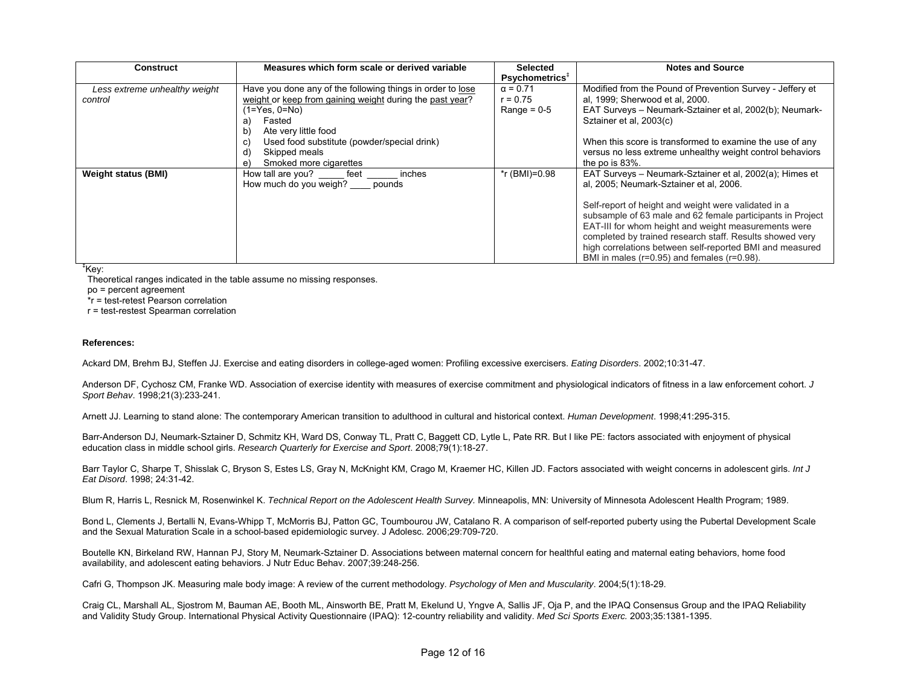| Construct | Measures which form scale or derived variable | Selected Psychometrics‡ | Notes and Source |
|---|---|---|---|
| *Less extreme unhealthy weight control* | Have you done any of the following things in order to <u>lose weight</u> or <u>keep from gaining weight</u> during the <u>past year</u>? (1=Yes, 0=No)<br>a) Fasted<br>b) Ate very little food<br>c) Used food substitute (powder/special drink)<br>d) Skipped meals<br>e) Smoked more cigarettes | α = 0.71<br>r = 0.75<br>Range = 0-5 | Modified from the Pound of Prevention Survey - Jeffery et al, 1999; Sherwood et al, 2000.<br>EAT Surveys – Neumark-Sztainer et al, 2002(b); Neumark-Sztainer et al, 2003(c)<br><br>When this score is transformed to examine the use of any versus no less extreme unhealthy weight control behaviors the po is 83%. |
| **Weight status (BMI)** | How tall are you? _____ feet ______ inches<br>How much do you weigh? ____ pounds | *r (BMI)=0.98 | EAT Surveys – Neumark-Sztainer et al, 2002(a); Himes et al, 2005; Neumark-Sztainer et al, 2006.<br><br>Self-report of height and weight were validated in a subsample of 63 male and 62 female participants in Project EAT-III for whom height and weight measurements were completed by trained research staff. Results showed very high correlations between self-reported BMI and measured BMI in males (r=0.95) and females (r=0.98). |

‡Key:
Theoretical ranges indicated in the table assume no missing responses.
po = percent agreement
*r = test-retest Pearson correlation
r = test-restest Spearman correlation

**References:**

Ackard DM, Brehm BJ, Steffen JJ. Exercise and eating disorders in college-aged women: Profiling excessive exercisers. *Eating Disorders*. 2002;10:31-47.

Anderson DF, Cychosz CM, Franke WD. Association of exercise identity with measures of exercise commitment and physiological indicators of fitness in a law enforcement cohort. *J Sport Behav*. 1998;21(3):233-241.

Arnett JJ. Learning to stand alone: The contemporary American transition to adulthood in cultural and historical context. *Human Development*. 1998;41:295-315.

Barr-Anderson DJ, Neumark-Sztainer D, Schmitz KH, Ward DS, Conway TL, Pratt C, Baggett CD, Lytle L, Pate RR. But I like PE: factors associated with enjoyment of physical education class in middle school girls. *Research Quarterly for Exercise and Sport*. 2008;79(1):18-27.

Barr Taylor C, Sharpe T, Shisslak C, Bryson S, Estes LS, Gray N, McKnight KM, Crago M, Kraemer HC, Killen JD. Factors associated with weight concerns in adolescent girls. *Int J Eat Disord*. 1998; 24:31-42.

Blum R, Harris L, Resnick M, Rosenwinkel K. *Technical Report on the Adolescent Health Survey.* Minneapolis, MN: University of Minnesota Adolescent Health Program; 1989.

Bond L, Clements J, Bertalli N, Evans-Whipp T, McMorris BJ, Patton GC, Toumbourou JW, Catalano R. A comparison of self-reported puberty using the Pubertal Development Scale and the Sexual Maturation Scale in a school-based epidemiologic survey. J Adolesc. 2006;29:709-720.

Boutelle KN, Birkeland RW, Hannan PJ, Story M, Neumark-Sztainer D. Associations between maternal concern for healthful eating and maternal eating behaviors, home food availability, and adolescent eating behaviors. J Nutr Educ Behav. 2007;39:248-256.

Cafri G, Thompson JK. Measuring male body image: A review of the current methodology. *Psychology of Men and Muscularity*. 2004;5(1):18-29.

Craig CL, Marshall AL, Sjostrom M, Bauman AE, Booth ML, Ainsworth BE, Pratt M, Ekelund U, Yngve A, Sallis JF, Oja P, and the IPAQ Consensus Group and the IPAQ Reliability and Validity Study Group. International Physical Activity Questionnaire (IPAQ): 12-country reliability and validity. *Med Sci Sports Exerc.* 2003;35:1381-1395.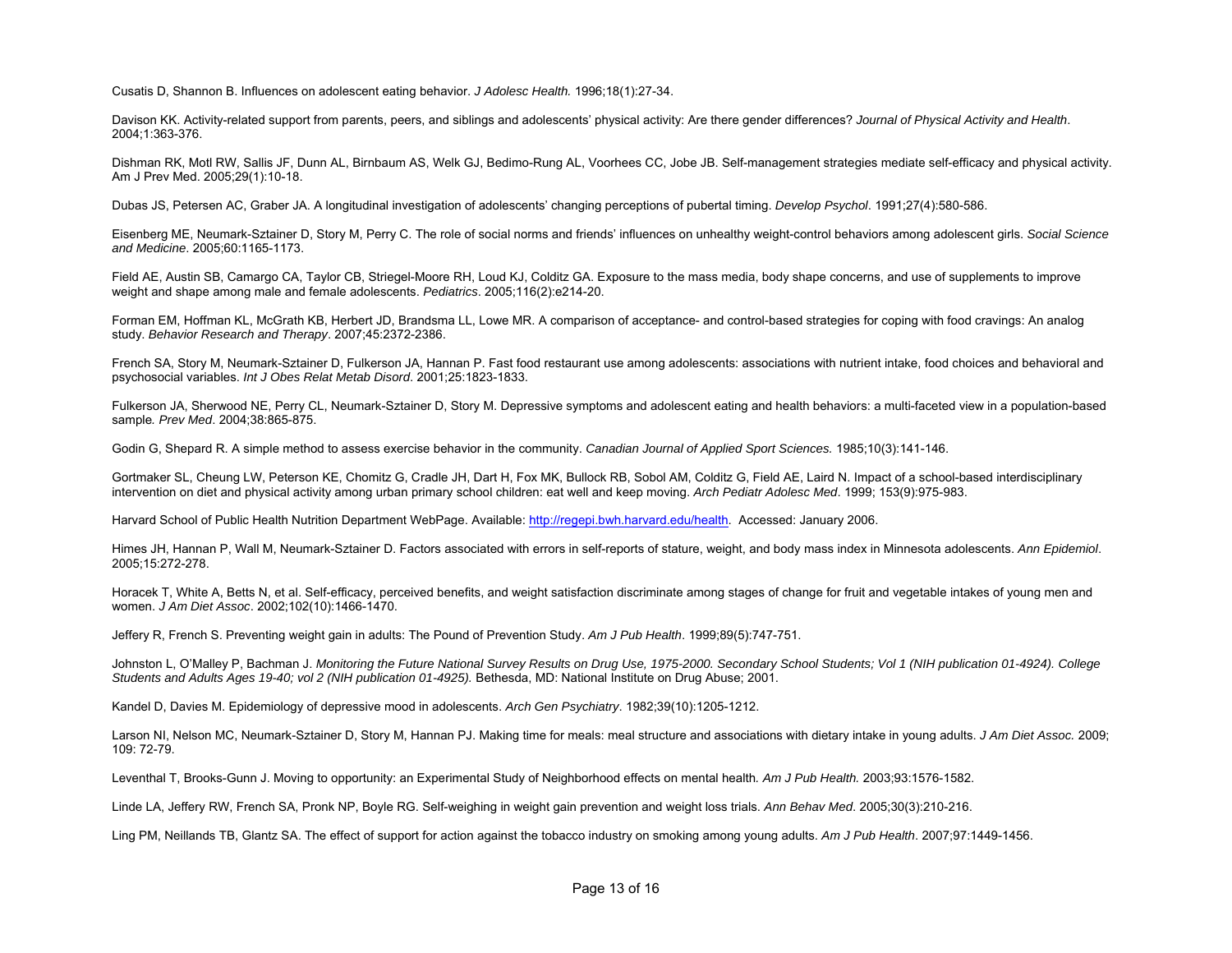Cusatis D, Shannon B. Influences on adolescent eating behavior. *J Adolesc Health.* 1996;18(1):27-34.

Davison KK. Activity-related support from parents, peers, and siblings and adolescents' physical activity: Are there gender differences? *Journal of Physical Activity and Health*. 2004;1:363-376.

Dishman RK, Motl RW, Sallis JF, Dunn AL, Birnbaum AS, Welk GJ, Bedimo-Rung AL, Voorhees CC, Jobe JB. Self-management strategies mediate self-efficacy and physical activity. Am J Prev Med. 2005;29(1):10-18.

Dubas JS, Petersen AC, Graber JA. A longitudinal investigation of adolescents' changing perceptions of pubertal timing. *Develop Psychol*. 1991;27(4):580-586.

Eisenberg ME, Neumark-Sztainer D, Story M, Perry C. The role of social norms and friends' influences on unhealthy weight-control behaviors among adolescent girls. *Social Science and Medicine*. 2005;60:1165-1173.

Field AE, Austin SB, Camargo CA, Taylor CB, Striegel-Moore RH, Loud KJ, Colditz GA. Exposure to the mass media, body shape concerns, and use of supplements to improve weight and shape among male and female adolescents. *Pediatrics*. 2005;116(2):e214-20.

Forman EM, Hoffman KL, McGrath KB, Herbert JD, Brandsma LL, Lowe MR. A comparison of acceptance- and control-based strategies for coping with food cravings: An analog study. *Behavior Research and Therapy*. 2007;45:2372-2386.

French SA, Story M, Neumark-Sztainer D, Fulkerson JA, Hannan P. Fast food restaurant use among adolescents: associations with nutrient intake, food choices and behavioral and psychosocial variables. *Int J Obes Relat Metab Disord*. 2001;25:1823-1833.

Fulkerson JA, Sherwood NE, Perry CL, Neumark-Sztainer D, Story M. Depressive symptoms and adolescent eating and health behaviors: a multi-faceted view in a population-based sample*. Prev Med*. 2004;38:865-875.

Godin G, Shepard R. A simple method to assess exercise behavior in the community. *Canadian Journal of Applied Sport Sciences.* 1985;10(3):141-146.

Gortmaker SL, Cheung LW, Peterson KE, Chomitz G, Cradle JH, Dart H, Fox MK, Bullock RB, Sobol AM, Colditz G, Field AE, Laird N. Impact of a school-based interdisciplinary intervention on diet and physical activity among urban primary school children: eat well and keep moving. *Arch Pediatr Adolesc Med*. 1999; 153(9):975-983.

Harvard School of Public Health Nutrition Department WebPage. Available: http://regepi.bwh.harvard.edu/health. Accessed: January 2006.

Himes JH, Hannan P, Wall M, Neumark-Sztainer D. Factors associated with errors in self-reports of stature, weight, and body mass index in Minnesota adolescents. *Ann Epidemiol*. 2005;15:272-278.

Horacek T, White A, Betts N, et al. Self-efficacy, perceived benefits, and weight satisfaction discriminate among stages of change for fruit and vegetable intakes of young men and women. *J Am Diet Assoc*. 2002;102(10):1466-1470.

Jeffery R, French S. Preventing weight gain in adults: The Pound of Prevention Study. *Am J Pub Health*. 1999;89(5):747-751.

Johnston L, O'Malley P, Bachman J. *Monitoring the Future National Survey Results on Drug Use, 1975-2000. Secondary School Students; Vol 1 (NIH publication 01-4924). College Students and Adults Ages 19-40; vol 2 (NIH publication 01-4925).* Bethesda, MD: National Institute on Drug Abuse; 2001.

Kandel D, Davies M. Epidemiology of depressive mood in adolescents. *Arch Gen Psychiatry*. 1982;39(10):1205-1212.

Larson NI, Nelson MC, Neumark-Sztainer D, Story M, Hannan PJ. Making time for meals: meal structure and associations with dietary intake in young adults. *J Am Diet Assoc.* 2009; 109: 72-79.

Leventhal T, Brooks-Gunn J. Moving to opportunity: an Experimental Study of Neighborhood effects on mental health*. Am J Pub Health.* 2003;93:1576-1582.

Linde LA, Jeffery RW, French SA, Pronk NP, Boyle RG. Self-weighing in weight gain prevention and weight loss trials. *Ann Behav Med*. 2005;30(3):210-216.

Ling PM, Neillands TB, Glantz SA. The effect of support for action against the tobacco industry on smoking among young adults. *Am J Pub Health*. 2007;97:1449-1456.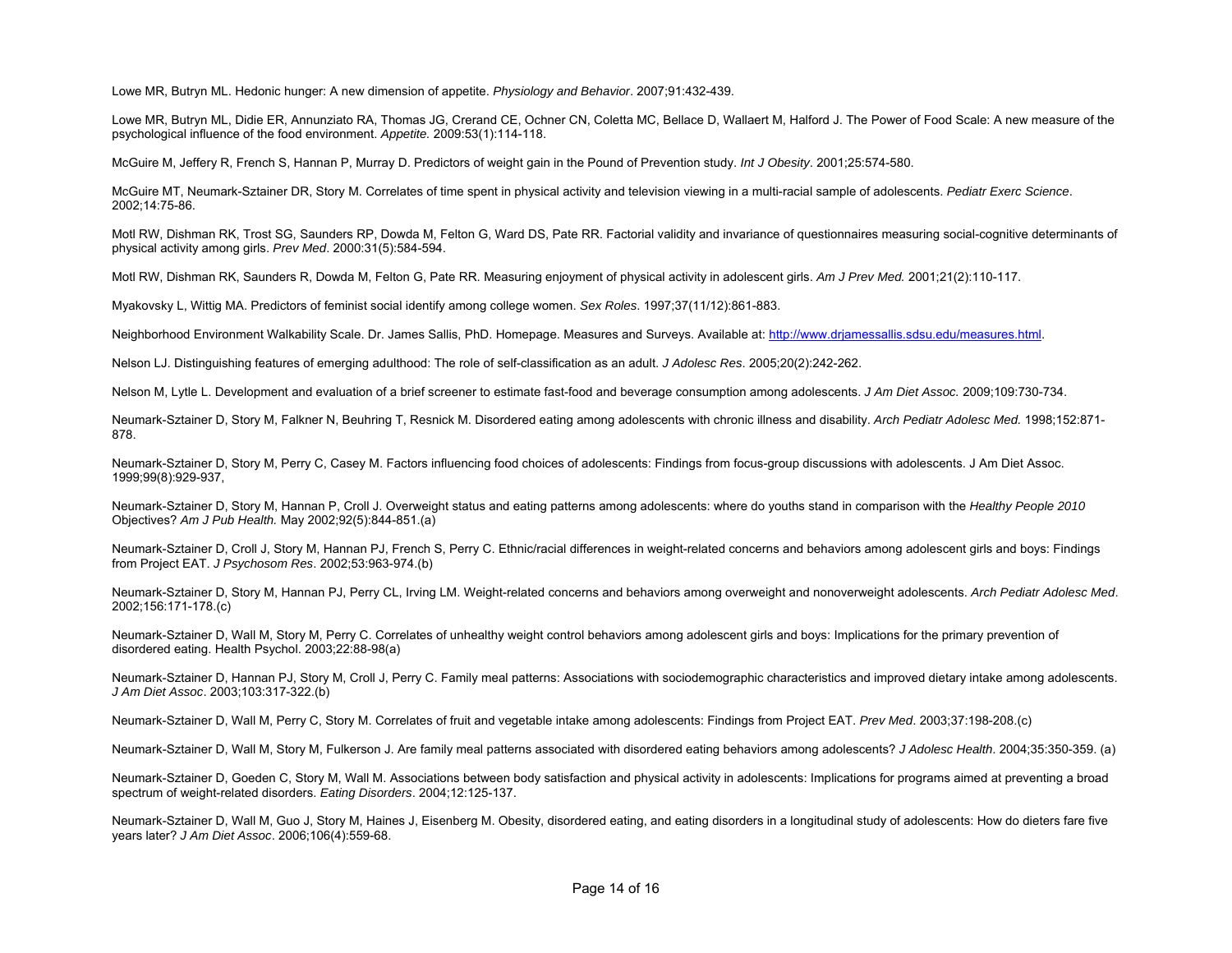Lowe MR, Butryn ML. Hedonic hunger: A new dimension of appetite. *Physiology and Behavior*. 2007;91:432-439.

Lowe MR, Butryn ML, Didie ER, Annunziato RA, Thomas JG, Crerand CE, Ochner CN, Coletta MC, Bellace D, Wallaert M, Halford J. The Power of Food Scale: A new measure of the psychological influence of the food environment. *Appetite.* 2009:53(1):114-118.

McGuire M, Jeffery R, French S, Hannan P, Murray D. Predictors of weight gain in the Pound of Prevention study. *Int J Obesity*. 2001;25:574-580.

McGuire MT, Neumark-Sztainer DR, Story M. Correlates of time spent in physical activity and television viewing in a multi-racial sample of adolescents. *Pediatr Exerc Science*. 2002;14:75-86.

Motl RW, Dishman RK, Trost SG, Saunders RP, Dowda M, Felton G, Ward DS, Pate RR. Factorial validity and invariance of questionnaires measuring social-cognitive determinants of physical activity among girls. *Prev Med*. 2000:31(5):584-594.

Motl RW, Dishman RK, Saunders R, Dowda M, Felton G, Pate RR. Measuring enjoyment of physical activity in adolescent girls. *Am J Prev Med.* 2001;21(2):110-117.

Myakovsky L, Wittig MA. Predictors of feminist social identify among college women. *Sex Roles*. 1997;37(11/12):861-883.

Neighborhood Environment Walkability Scale. Dr. James Sallis, PhD. Homepage. Measures and Surveys. Available at: http://www.drjamessallis.sdsu.edu/measures.html.

Nelson LJ. Distinguishing features of emerging adulthood: The role of self-classification as an adult. *J Adolesc Res*. 2005;20(2):242-262.

Nelson M, Lytle L. Development and evaluation of a brief screener to estimate fast-food and beverage consumption among adolescents. *J Am Diet Assoc.* 2009;109:730-734.

Neumark-Sztainer D, Story M, Falkner N, Beuhring T, Resnick M. Disordered eating among adolescents with chronic illness and disability. *Arch Pediatr Adolesc Med.* 1998;152:871-878.

Neumark-Sztainer D, Story M, Perry C, Casey M. Factors influencing food choices of adolescents: Findings from focus-group discussions with adolescents. J Am Diet Assoc. 1999;99(8):929-937,

Neumark-Sztainer D, Story M, Hannan P, Croll J. Overweight status and eating patterns among adolescents: where do youths stand in comparison with the *Healthy People 2010* Objectives? *Am J Pub Health.* May 2002;92(5):844-851.(a)

Neumark-Sztainer D, Croll J, Story M, Hannan PJ, French S, Perry C. Ethnic/racial differences in weight-related concerns and behaviors among adolescent girls and boys: Findings from Project EAT. *J Psychosom Res*. 2002;53:963-974.(b)

Neumark-Sztainer D, Story M, Hannan PJ, Perry CL, Irving LM. Weight-related concerns and behaviors among overweight and nonoverweight adolescents. *Arch Pediatr Adolesc Med*. 2002;156:171-178.(c)

Neumark-Sztainer D, Wall M, Story M, Perry C. Correlates of unhealthy weight control behaviors among adolescent girls and boys: Implications for the primary prevention of disordered eating. Health Psychol. 2003;22:88-98(a)

Neumark-Sztainer D, Hannan PJ, Story M, Croll J, Perry C. Family meal patterns: Associations with sociodemographic characteristics and improved dietary intake among adolescents. *J Am Diet Assoc*. 2003;103:317-322.(b)

Neumark-Sztainer D, Wall M, Perry C, Story M. Correlates of fruit and vegetable intake among adolescents: Findings from Project EAT. *Prev Med*. 2003;37:198-208.(c)

Neumark-Sztainer D, Wall M, Story M, Fulkerson J. Are family meal patterns associated with disordered eating behaviors among adolescents? *J Adolesc Health*. 2004;35:350-359. (a)

Neumark-Sztainer D, Goeden C, Story M, Wall M. Associations between body satisfaction and physical activity in adolescents: Implications for programs aimed at preventing a broad spectrum of weight-related disorders. *Eating Disorders*. 2004;12:125-137.

Neumark-Sztainer D, Wall M, Guo J, Story M, Haines J, Eisenberg M. Obesity, disordered eating, and eating disorders in a longitudinal study of adolescents: How do dieters fare five years later? *J Am Diet Assoc*. 2006;106(4):559-68.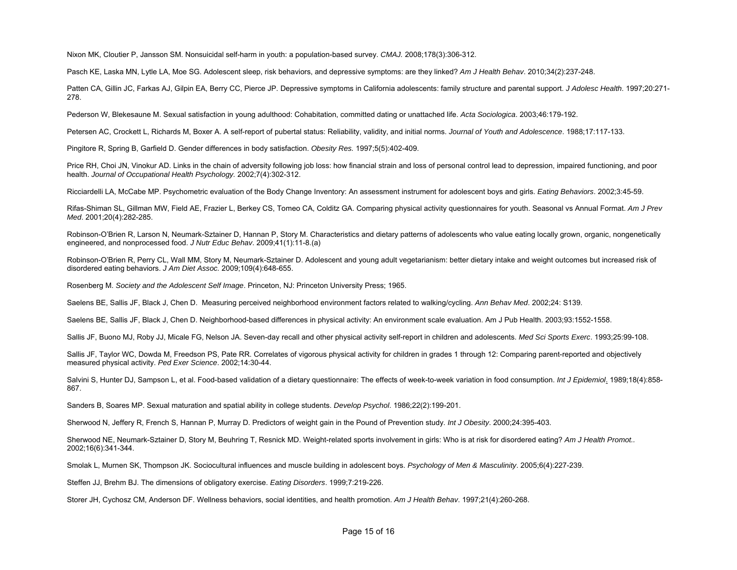Nixon MK, Cloutier P, Jansson SM. Nonsuicidal self-harm in youth: a population-based survey. *CMAJ.* 2008;178(3):306-312.

Pasch KE, Laska MN, Lytle LA, Moe SG. Adolescent sleep, risk behaviors, and depressive symptoms: are they linked? *Am J Health Behav*. 2010;34(2):237-248.

Patten CA, Gillin JC, Farkas AJ, Gilpin EA, Berry CC, Pierce JP. Depressive symptoms in California adolescents: family structure and parental support. *J Adolesc Health*. 1997;20:271-278.

Pederson W, Blekesaune M. Sexual satisfaction in young adulthood: Cohabitation, committed dating or unattached life. *Acta Sociologica*. 2003;46:179-192.

Petersen AC, Crockett L, Richards M, Boxer A. A self-report of pubertal status: Reliability, validity, and initial norms. *Journal of Youth and Adolescence*. 1988;17:117-133.

Pingitore R, Spring B, Garfield D. Gender differences in body satisfaction. *Obesity Res.* 1997;5(5):402-409.

Price RH, Choi JN, Vinokur AD. Links in the chain of adversity following job loss: how financial strain and loss of personal control lead to depression, impaired functioning, and poor health. *Journal of Occupational Health Psychology.* 2002;7(4):302-312.

Ricciardelli LA, McCabe MP. Psychometric evaluation of the Body Change Inventory: An assessment instrument for adolescent boys and girls. *Eating Behaviors*. 2002;3:45-59.

Rifas-Shiman SL, Gillman MW, Field AE, Frazier L, Berkey CS, Tomeo CA, Colditz GA. Comparing physical activity questionnaires for youth. Seasonal vs Annual Format. *Am J Prev Med*. 2001;20(4):282-285.

Robinson-O'Brien R, Larson N, Neumark-Sztainer D, Hannan P, Story M. Characteristics and dietary patterns of adolescents who value eating locally grown, organic, nongenetically engineered, and nonprocessed food. *J Nutr Educ Behav*. 2009;41(1):11-8.(a)

Robinson-O'Brien R, Perry CL, Wall MM, Story M, Neumark-Sztainer D. Adolescent and young adult vegetarianism: better dietary intake and weight outcomes but increased risk of disordered eating behaviors. *J Am Diet Assoc.* 2009;109(4):648-655.

Rosenberg M. *Society and the Adolescent Self Image*. Princeton, NJ: Princeton University Press; 1965.

Saelens BE, Sallis JF, Black J, Chen D. Measuring perceived neighborhood environment factors related to walking/cycling. *Ann Behav Med*. 2002;24: S139.

Saelens BE, Sallis JF, Black J, Chen D. Neighborhood-based differences in physical activity: An environment scale evaluation. Am J Pub Health. 2003;93:1552-1558.

Sallis JF, Buono MJ, Roby JJ, Micale FG, Nelson JA. Seven-day recall and other physical activity self-report in children and adolescents. *Med Sci Sports Exerc*. 1993;25:99-108.

Sallis JF, Taylor WC, Dowda M, Freedson PS, Pate RR. Correlates of vigorous physical activity for children in grades 1 through 12: Comparing parent-reported and objectively measured physical activity. *Ped Exer Science*. 2002;14:30-44.

Salvini S, Hunter DJ, Sampson L, et al. Food-based validation of a dietary questionnaire: The effects of week-to-week variation in food consumption. *Int J Epidemiol*. 1989;18(4):858-867.

Sanders B, Soares MP. Sexual maturation and spatial ability in college students. *Develop Psychol*. 1986;22(2):199-201.

Sherwood N, Jeffery R, French S, Hannan P, Murray D. Predictors of weight gain in the Pound of Prevention study. *Int J Obesity*. 2000;24:395-403.

Sherwood NE, Neumark-Sztainer D, Story M, Beuhring T, Resnick MD. Weight-related sports involvement in girls: Who is at risk for disordered eating? *Am J Health Promot..* 2002;16(6):341-344.

Smolak L, Murnen SK, Thompson JK. Sociocultural influences and muscle building in adolescent boys. *Psychology of Men & Masculinity*. 2005;6(4):227-239.

Steffen JJ, Brehm BJ. The dimensions of obligatory exercise. *Eating Disorders*. 1999;7:219-226.

Storer JH, Cychosz CM, Anderson DF. Wellness behaviors, social identities, and health promotion. *Am J Health Behav*. 1997;21(4):260-268.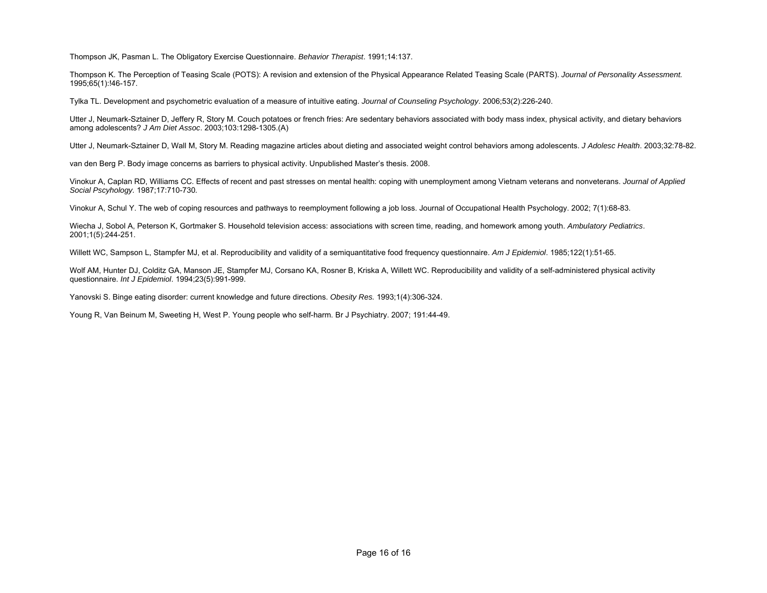Thompson JK, Pasman L. The Obligatory Exercise Questionnaire. *Behavior Therapist*. 1991;14:137.

Thompson K. The Perception of Teasing Scale (POTS): A revision and extension of the Physical Appearance Related Teasing Scale (PARTS). *Journal of Personality Assessment.* 1995;65(1):!46-157.

Tylka TL. Development and psychometric evaluation of a measure of intuitive eating. *Journal of Counseling Psychology*. 2006;53(2):226-240.

Utter J, Neumark-Sztainer D, Jeffery R, Story M. Couch potatoes or french fries: Are sedentary behaviors associated with body mass index, physical activity, and dietary behaviors among adolescents? *J Am Diet Assoc*. 2003;103:1298-1305.(A)

Utter J, Neumark-Sztainer D, Wall M, Story M. Reading magazine articles about dieting and associated weight control behaviors among adolescents. *J Adolesc Health*. 2003;32:78-82.

van den Berg P. Body image concerns as barriers to physical activity. Unpublished Master's thesis. 2008.

Vinokur A, Caplan RD, Williams CC. Effects of recent and past stresses on mental health: coping with unemployment among Vietnam veterans and nonveterans. *Journal of Applied Social Pscyhology.* 1987;17:710-730*.*

Vinokur A, Schul Y. The web of coping resources and pathways to reemployment following a job loss. Journal of Occupational Health Psychology. 2002; 7(1):68-83.

Wiecha J, Sobol A, Peterson K, Gortmaker S. Household television access: associations with screen time, reading, and homework among youth. *Ambulatory Pediatrics*. 2001;1(5):244-251.

Willett WC, Sampson L, Stampfer MJ, et al. Reproducibility and validity of a semiquantitative food frequency questionnaire. *Am J Epidemiol*. 1985;122(1):51-65.

Wolf AM, Hunter DJ, Colditz GA, Manson JE, Stampfer MJ, Corsano KA, Rosner B, Kriska A, Willett WC. Reproducibility and validity of a self-administered physical activity questionnaire. *Int J Epidemiol*. 1994;23(5):991-999.

Yanovski S. Binge eating disorder: current knowledge and future directions. *Obesity Res.* 1993;1(4):306-324.

Young R, Van Beinum M, Sweeting H, West P. Young people who self-harm. Br J Psychiatry. 2007; 191:44-49.